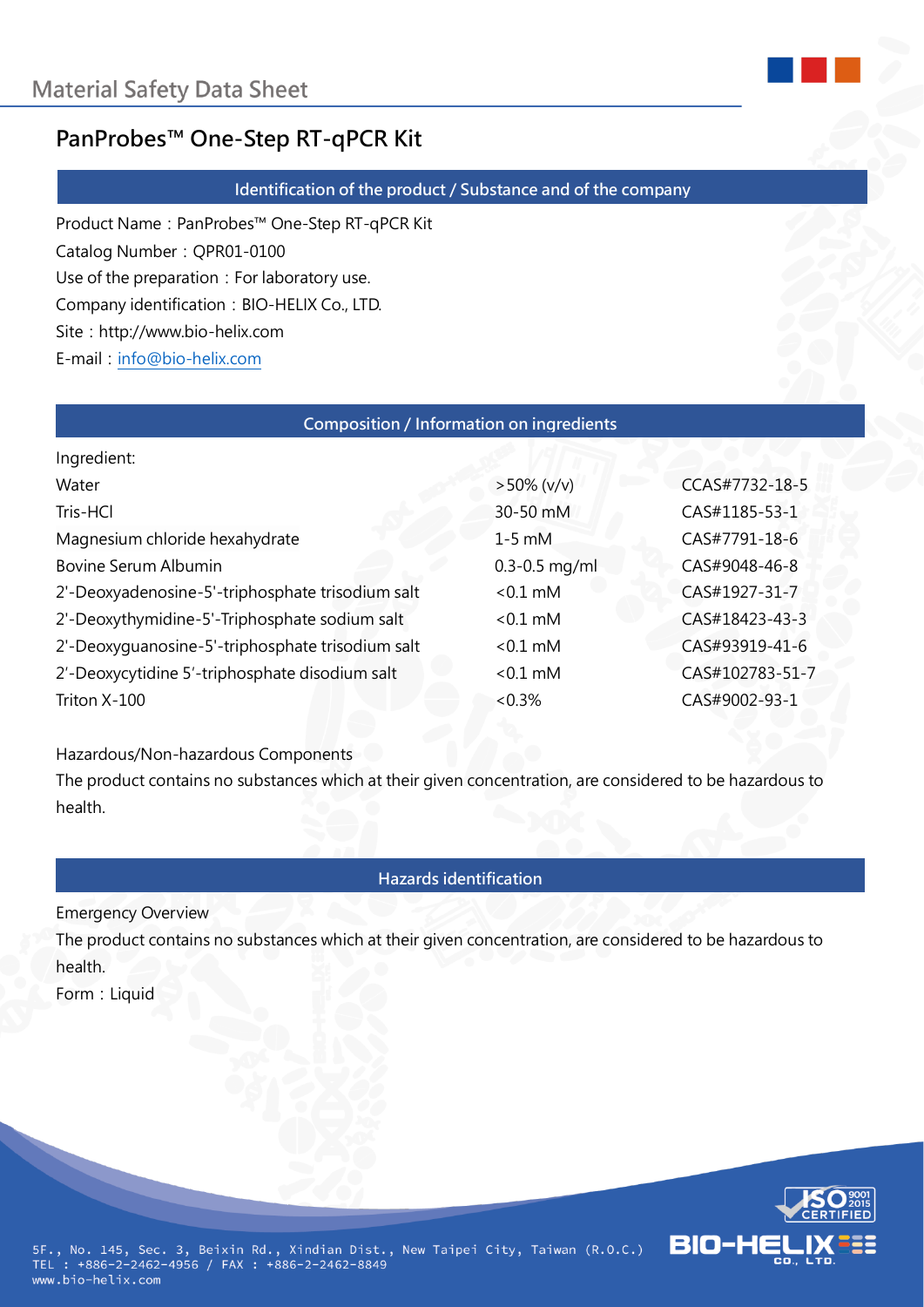# Material Safety Data Sheet

## PanProbes™ One-Step RT-qPCR Kit

### Identification of the product / Substance and of the company

Product Name：PanProbes™ One-Step RT-qPCR Kit
Catalog Number：QPR01-0100
Use of the preparation：For laboratory use.
Company identification：BIO-HELIX Co., LTD.
Site：http://www.bio-helix.com
E-mail：info@bio-helix.com

### Composition / Information on ingredients

Ingredient:

| | | |
|---|---|---|
| Water | >50% (v/v) | CCAS#7732-18-5 |
| Tris-HCl | 30-50 mM | CAS#1185-53-1 |
| Magnesium chloride hexahydrate | 1-5 mM | CAS#7791-18-6 |
| Bovine Serum Albumin | 0.3-0.5 mg/ml | CAS#9048-46-8 |
| 2'-Deoxyadenosine-5'-triphosphate trisodium salt | <0.1 mM | CAS#1927-31-7 |
| 2'-Deoxythymidine-5'-Triphosphate sodium salt | <0.1 mM | CAS#18423-43-3 |
| 2'-Deoxyguanosine-5'-triphosphate trisodium salt | <0.1 mM | CAS#93919-41-6 |
| 2′-Deoxycytidine 5′-triphosphate disodium salt | <0.1 mM | CAS#102783-51-7 |
| Triton X-100 | <0.3% | CAS#9002-93-1 |

Hazardous/Non-hazardous Components
The product contains no substances which at their given concentration, are considered to be hazardous to health.

### Hazards identification

Emergency Overview
The product contains no substances which at their given concentration, are considered to be hazardous to health.
Form：Liquid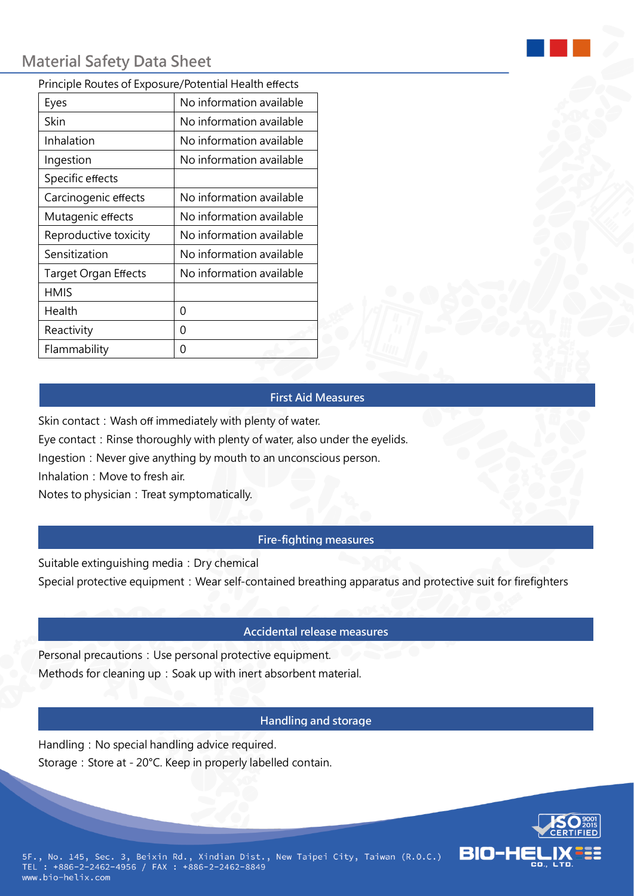Principle Routes of Exposure/Potential Health effects

| Eyes | No information available |
|---|---|
| Skin | No information available |
| Inhalation | No information available |
| Ingestion | No information available |
| Specific effects | |
| Carcinogenic effects | No information available |
| Mutagenic effects | No information available |
| Reproductive toxicity | No information available |
| Sensitization | No information available |
| Target Organ Effects | No information available |
| HMIS | |
| Health | 0 |
| Reactivity | 0 |
| Flammability | 0 |

## First Aid Measures

Skin contact：Wash off immediately with plenty of water.

Eye contact：Rinse thoroughly with plenty of water, also under the eyelids.

Ingestion：Never give anything by mouth to an unconscious person.

Inhalation：Move to fresh air.

Notes to physician：Treat symptomatically.

## Fire-fighting measures

Suitable extinguishing media：Dry chemical

Special protective equipment：Wear self-contained breathing apparatus and protective suit for firefighters

## Accidental release measures

Personal precautions：Use personal protective equipment.

Methods for cleaning up：Soak up with inert absorbent material.

## Handling and storage

Handling：No special handling advice required.

Storage：Store at - 20°C. Keep in properly labelled contain.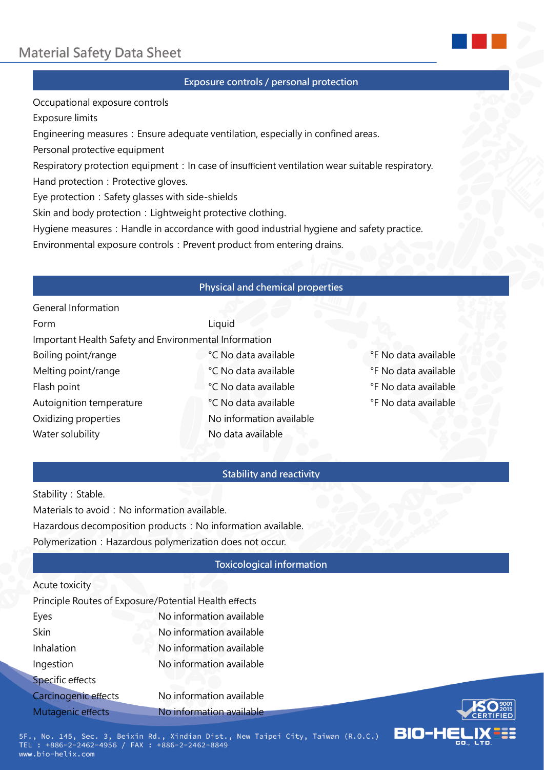## Exposure controls / personal protection

Occupational exposure controls

Exposure limits

Engineering measures：Ensure adequate ventilation, especially in confined areas.

Personal protective equipment

Respiratory protection equipment：In case of insufficient ventilation wear suitable respiratory.

Hand protection：Protective gloves.

Eye protection：Safety glasses with side-shields

Skin and body protection：Lightweight protective clothing.

Hygiene measures：Handle in accordance with good industrial hygiene and safety practice.

Environmental exposure controls：Prevent product from entering drains.

## Physical and chemical properties

General Information

| | | |
|---|---|---|
| Form | Liquid | |
| Important Health Safety and Environmental Information | | |
| Boiling point/range | °C No data available | °F No data available |
| Melting point/range | °C No data available | °F No data available |
| Flash point | °C No data available | °F No data available |
| Autoignition temperature | °C No data available | °F No data available |
| Oxidizing properties | No information available | |
| Water solubility | No data available | |

## Stability and reactivity

Stability：Stable.

Materials to avoid：No information available.

Hazardous decomposition products：No information available.

Polymerization：Hazardous polymerization does not occur.

## Toxicological information

Acute toxicity

Principle Routes of Exposure/Potential Health effects

| | |
|---|---|
| Eyes | No information available |
| Skin | No information available |
| Inhalation | No information available |
| Ingestion | No information available |
| Specific effects | |
| Carcinogenic effects | No information available |
| Mutagenic effects | No information available |

5F., No. 145, Sec. 3, Beixin Rd., Xindian Dist., New Taipei City, Taiwan (R.O.C.)
TEL : +886-2-2462-4956 / FAX : +886-2-2462-8849
www.bio-helix.com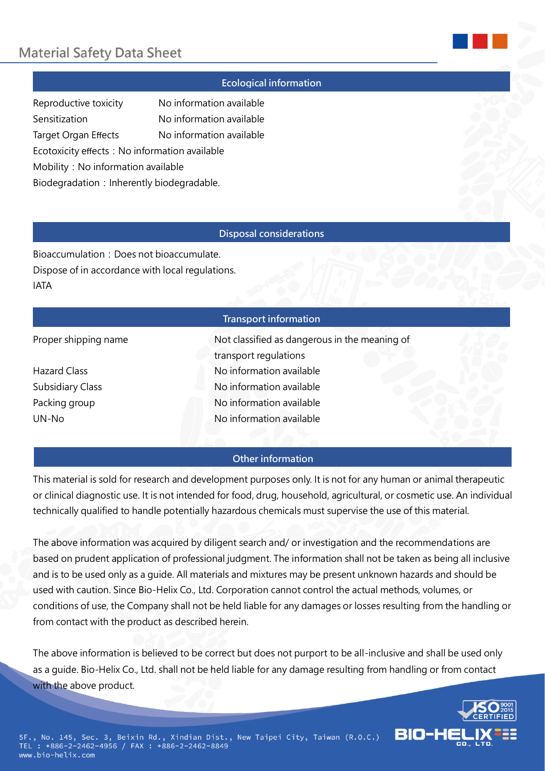## Ecological information

| | |
|---|---|
| Reproductive toxicity | No information available |
| Sensitization | No information available |
| Target Organ Effects | No information available |

Ecotoxicity effects：No information available

Mobility：No information available

Biodegradation：Inherently biodegradable.

## Disposal considerations

Bioaccumulation：Does not bioaccumulate.

Dispose of in accordance with local regulations.

IATA

## Transport information

| | |
|---|---|
| Proper shipping name | Not classified as dangerous in the meaning of transport regulations |
| Hazard Class | No information available |
| Subsidiary Class | No information available |
| Packing group | No information available |
| UN-No | No information available |

## Other information

This material is sold for research and development purposes only. It is not for any human or animal therapeutic or clinical diagnostic use. It is not intended for food, drug, household, agricultural, or cosmetic use. An individual technically qualified to handle potentially hazardous chemicals must supervise the use of this material.

The above information was acquired by diligent search and/ or investigation and the recommendations are based on prudent application of professional judgment. The information shall not be taken as being all inclusive and is to be used only as a guide. All materials and mixtures may be present unknown hazards and should be used with caution. Since Bio-Helix Co., Ltd. Corporation cannot control the actual methods, volumes, or conditions of use, the Company shall not be held liable for any damages or losses resulting from the handling or from contact with the product as described herein.

The above information is believed to be correct but does not purport to be all-inclusive and shall be used only as a guide. Bio-Helix Co., Ltd. shall not be held liable for any damage resulting from handling or from contact with the above product.